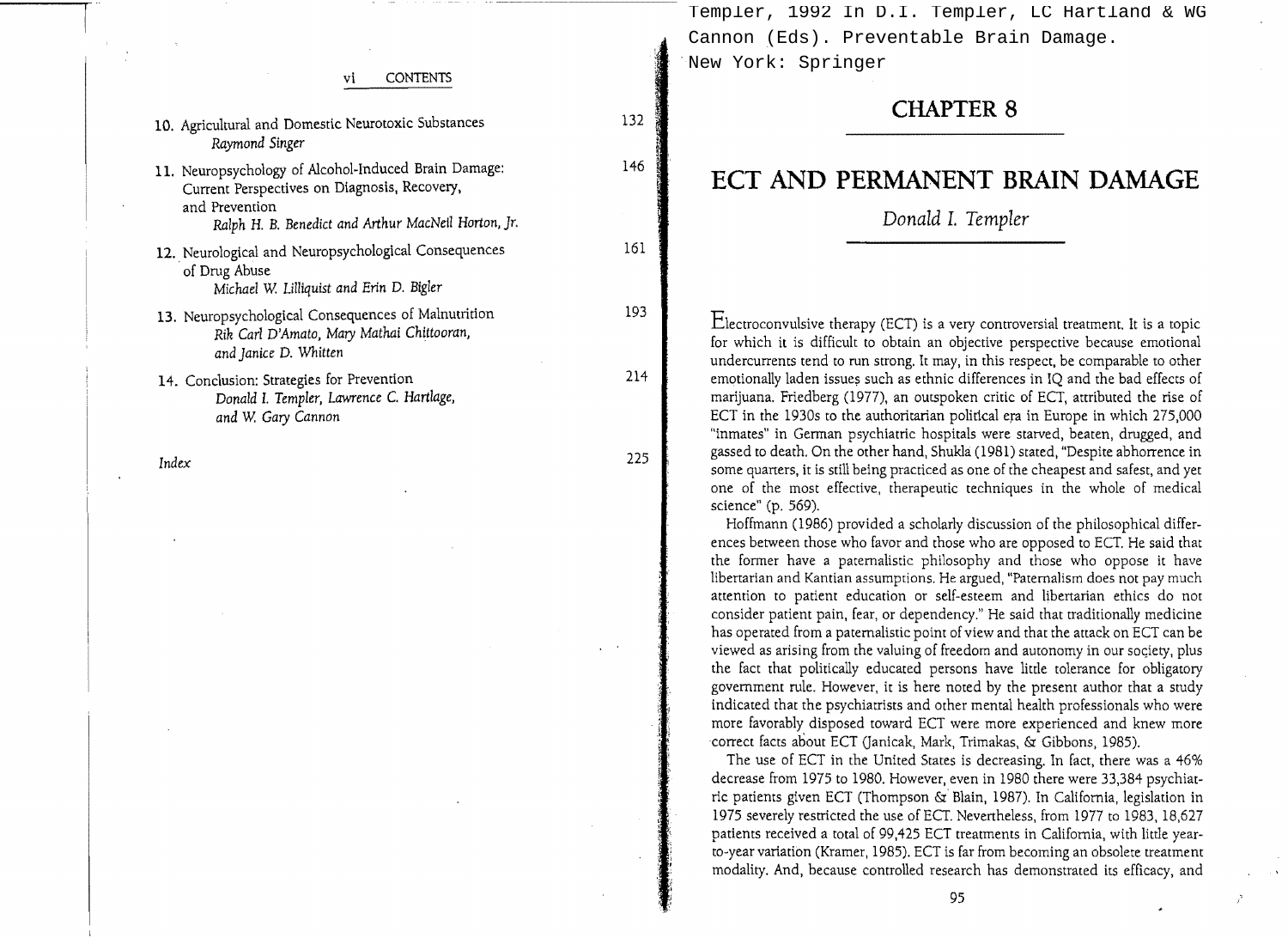## vi CONTENTS

10. Agricultural and Domestic Neurotoxic Substances — 132
    *Raymond Singer*
11. Neuropsychology of Alcohol-Induced Brain Damage: Current Perspectives on Diagnosis, Recovery, and Prevention — 146
    *Ralph H. B. Benedict and Arthur MacNeil Horton, Jr.*
12. Neurological and Neuropsychological Consequences of Drug Abuse — 161
    *Michael W. Lilliquist and Erin D. Bigler*
13. Neuropsychological Consequences of Malnutrition — 193
    *Rik Carl D'Amato, Mary Mathai Chittooran, and Janice D. Whitten*
14. Conclusion: Strategies for Prevention — 214
    *Donald I. Templer, Lawrence C. Hartlage, and W. Gary Cannon*

*Index* — 225

Templer, 1992 In D.I. Templer, LC Hartland & WG Cannon (Eds). Preventable Brain Damage. New York: Springer

# CHAPTER 8

# ECT AND PERMANENT BRAIN DAMAGE

*Donald I. Templer*

Electroconvulsive therapy (ECT) is a very controversial treatment. It is a topic for which it is difficult to obtain an objective perspective because emotional undercurrents tend to run strong. It may, in this respect, be comparable to other emotionally laden issues such as ethnic differences in IQ and the bad effects of marijuana. Friedberg (1977), an outspoken critic of ECT, attributed the rise of ECT in the 1930s to the authoritarian political era in Europe in which 275,000 "inmates" in German psychiatric hospitals were starved, beaten, drugged, and gassed to death. On the other hand, Shukla (1981) stated, "Despite abhorrence in some quarters, it is still being practiced as one of the cheapest and safest, and yet one of the most effective, therapeutic techniques in the whole of medical science" (p. 569).

Hoffmann (1986) provided a scholarly discussion of the philosophical differences between those who favor and those who are opposed to ECT. He said that the former have a paternalistic philosophy and those who oppose it have libertarian and Kantian assumptions. He argued, "Paternalism does not pay much attention to patient education or self-esteem and libertarian ethics do not consider patient pain, fear, or dependency." He said that traditionally medicine has operated from a paternalistic point of view and that the attack on ECT can be viewed as arising from the valuing of freedom and autonomy in our society, plus the fact that politically educated persons have little tolerance for obligatory government rule. However, it is here noted by the present author that a study indicated that the psychiatrists and other mental health professionals who were more favorably disposed toward ECT were more experienced and knew more correct facts about ECT (Janicak, Mark, Trimakas, & Gibbons, 1985).

The use of ECT in the United States is decreasing. In fact, there was a 46% decrease from 1975 to 1980. However, even in 1980 there were 33,384 psychiatric patients given ECT (Thompson & Blain, 1987). In California, legislation in 1975 severely restricted the use of ECT. Nevertheless, from 1977 to 1983, 18,627 patients received a total of 99,425 ECT treatments in California, with little year-to-year variation (Kramer, 1985). ECT is far from becoming an obsolete treatment modality. And, because controlled research has demonstrated its efficacy, and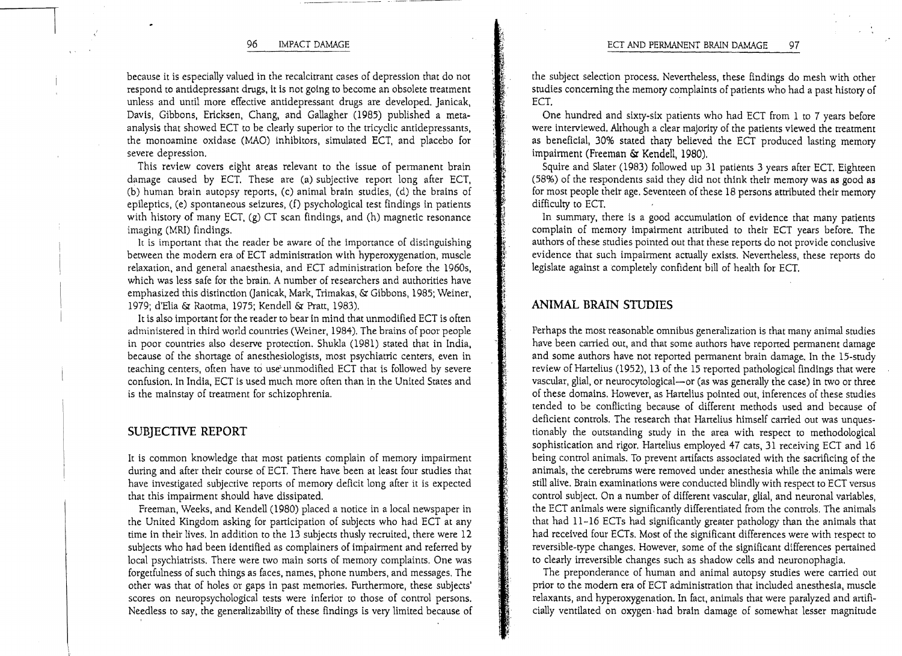because it is especially valued in the recalcitrant cases of depression that do not respond to antidepressant drugs, it is not going to become an obsolete treatment unless and until more effective antidepressant drugs are developed. Janicak, Davis, Gibbons, Ericksen, Chang, and Gallagher (1985) published a meta-analysis that showed ECT to be clearly superior to the tricyclic antidepressants, the monoamine oxidase (MAO) inhibitors, simulated ECT, and placebo for severe depression.

This review covers eight areas relevant to the issue of permanent brain damage caused by ECT. These are (a) subjective report long after ECT, (b) human brain autopsy reports, (c) animal brain studies, (d) the brains of epileptics, (e) spontaneous seizures, (f) psychological test findings in patients with history of many ECT, (g) CT scan findings, and (h) magnetic resonance imaging (MRI) findings.

It is important that the reader be aware of the importance of distinguishing between the modern era of ECT administration with hyperoxygenation, muscle relaxation, and general anaesthesia, and ECT administration before the 1960s, which was less safe for the brain. A number of researchers and authorities have emphasized this distinction (Janicak, Mark, Trimakas, & Gibbons, 1985; Weiner, 1979; d'Elia & Raotma, 1975; Kendell & Pratt, 1983).

It is also important for the reader to bear in mind that unmodified ECT is often administered in third world countries (Weiner, 1984). The brains of poor people in poor countries also deserve protection. Shukla (1981) stated that in India, because of the shortage of anesthesiologists, most psychiatric centers, even in teaching centers, often have to use unmodified ECT that is followed by severe confusion. In India, ECT is used much more often than in the United States and is the mainstay of treatment for schizophrenia.

## SUBJECTIVE REPORT

It is common knowledge that most patients complain of memory impairment during and after their course of ECT. There have been at least four studies that have investigated subjective reports of memory deficit long after it is expected that this impairment should have dissipated.

Freeman, Weeks, and Kendell (1980) placed a notice in a local newspaper in the United Kingdom asking for participation of subjects who had ECT at any time in their lives. In addition to the 13 subjects thusly recruited, there were 12 subjects who had been identified as complainers of impairment and referred by local psychiatrists. There were two main sorts of memory complaints. One was forgetfulness of such things as faces, names, phone numbers, and messages. The other was that of holes or gaps in past memories. Furthermore, these subjects' scores on neuropsychological tests were inferior to those of control persons. Needless to say, the generalizability of these findings is very limited because of the subject selection process. Nevertheless, these findings do mesh with other studies concerning the memory complaints of patients who had a past history of ECT.

One hundred and sixty-six patients who had ECT from 1 to 7 years before were interviewed. Although a clear majority of the patients viewed the treatment as beneficial, 30% stated thaty believed the ECT produced lasting memory impairment (Freeman & Kendell, 1980).

Squire and Slater (1983) followed up 31 patients 3 years after ECT. Eighteen (58%) of the respondents said they did not think their memory was as good as for most people their age. Seventeen of these 18 persons attributed their memory difficulty to ECT.

In summary, there is a good accumulation of evidence that many patients complain of memory impairment attributed to their ECT years before. The authors of these studies pointed out that these reports do not provide conclusive evidence that such impairment actually exists. Nevertheless, these reports do legislate against a completely confident bill of health for ECT.

## ANIMAL BRAIN STUDIES

Perhaps the most reasonable omnibus generalization is that many animal studies have been carried out, and that some authors have reported permanent damage and some authors have not reported permanent brain damage. In the 15-study review of Hartelius (1952), 13 of the 15 reported pathological findings that were vascular, glial, or neurocytological—or (as was generally the case) in two or three of these domains. However, as Hartelius pointed out, inferences of these studies tended to be conflicting because of different methods used and because of deficient controls. The research that Hartelius himself carried out was unquestionably the outstanding study in the area with respect to methodological sophistication and rigor. Hartelius employed 47 cats, 31 receiving ECT and 16 being control animals. To prevent artifacts associated with the sacrificing of the animals, the cerebrums were removed under anesthesia while the animals were still alive. Brain examinations were conducted blindly with respect to ECT versus control subject. On a number of different vascular, glial, and neuronal variables, the ECT animals were significantly differentiated from the controls. The animals that had 11–16 ECTs had significantly greater pathology than the animals that had received four ECTs. Most of the significant differences were with respect to reversible-type changes. However, some of the significant differences pertained to clearly irreversible changes such as shadow cells and neuronophagia.

The preponderance of human and animal autopsy studies were carried out prior to the modern era of ECT administration that included anesthesia, muscle relaxants, and hyperoxygenation. In fact, animals that were paralyzed and artificially ventilated on oxygen had brain damage of somewhat lesser magnitude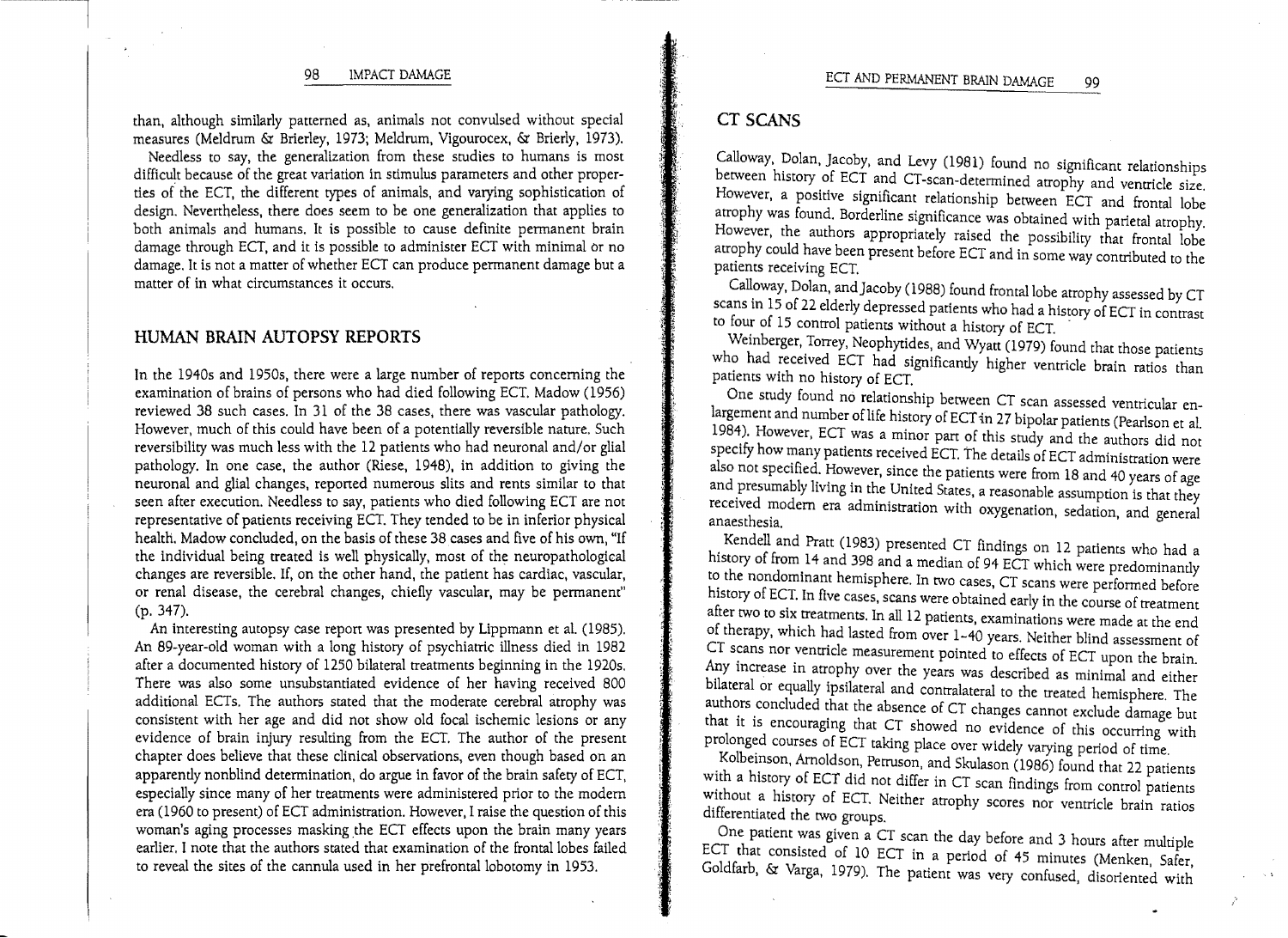than, although similarly patterned as, animals not convulsed without special measures (Meldrum & Brierley, 1973; Meldrum, Vigourocex, & Brierly, 1973).

Needless to say, the generalization from these studies to humans is most difficult because of the great variation in stimulus parameters and other properties of the ECT, the different types of animals, and varying sophistication of design. Nevertheless, there does seem to be one generalization that applies to both animals and humans. It is possible to cause definite permanent brain damage through ECT, and it is possible to administer ECT with minimal or no damage. It is not a matter of whether ECT can produce permanent damage but a matter of in what circumstances it occurs.

## HUMAN BRAIN AUTOPSY REPORTS

In the 1940s and 1950s, there were a large number of reports concerning the examination of brains of persons who had died following ECT. Madow (1956) reviewed 38 such cases. In 31 of the 38 cases, there was vascular pathology. However, much of this could have been of a potentially reversible nature. Such reversibility was much less with the 12 patients who had neuronal and/or glial pathology. In one case, the author (Riese, 1948), in addition to giving the neuronal and glial changes, reported numerous slits and rents similar to that seen after execution. Needless to say, patients who died following ECT are not representative of patients receiving ECT. They tended to be in inferior physical health. Madow concluded, on the basis of these 38 cases and five of his own, "If the individual being treated is well physically, most of the neuropathological changes are reversible. If, on the other hand, the patient has cardiac, vascular, or renal disease, the cerebral changes, chiefly vascular, may be permanent" (p. 347).

An interesting autopsy case report was presented by Lippmann et al. (1985). An 89-year-old woman with a long history of psychiatric illness died in 1982 after a documented history of 1250 bilateral treatments beginning in the 1920s. There was also some unsubstantiated evidence of her having received 800 additional ECTs. The authors stated that the moderate cerebral atrophy was consistent with her age and did not show old focal ischemic lesions or any evidence of brain injury resulting from the ECT. The author of the present chapter does believe that these clinical observations, even though based on an apparently nonblind determination, do argue in favor of the brain safety of ECT, especially since many of her treatments were administered prior to the modern era (1960 to present) of ECT administration. However, I raise the question of this woman's aging processes masking the ECT effects upon the brain many years earlier. I note that the authors stated that examination of the frontal lobes failed to reveal the sites of the cannula used in her prefrontal lobotomy in 1953.

## CT SCANS

Calloway, Dolan, Jacoby, and Levy (1981) found no significant relationships between history of ECT and CT-scan-determined atrophy and ventricle size. However, a positive significant relationship between ECT and frontal lobe atrophy was found. Borderline significance was obtained with parietal atrophy. However, the authors appropriately raised the possibility that frontal lobe atrophy could have been present before ECT and in some way contributed to the patients receiving ECT.

Calloway, Dolan, and Jacoby (1988) found frontal lobe atrophy assessed by CT scans in 15 of 22 elderly depressed patients who had a history of ECT in contrast to four of 15 control patients without a history of ECT.

Weinberger, Torrey, Neophytides, and Wyatt (1979) found that those patients who had received ECT had significantly higher ventricle brain ratios than patients with no history of ECT.

One study found no relationship between CT scan assessed ventricular enlargement and number of life history of ECT in 27 bipolar patients (Pearlson et al. 1984). However, ECT was a minor part of this study and the authors did not specify how many patients received ECT. The details of ECT administration were also not specified. However, since the patients were from 18 and 40 years of age and presumably living in the United States, a reasonable assumption is that they received modern era administration with oxygenation, sedation, and general anaesthesia.

Kendell and Pratt (1983) presented CT findings on 12 patients who had a history of from 14 and 398 and a median of 94 ECT which were predominantly to the nondominant hemisphere. In two cases, CT scans were performed before history of ECT. In five cases, scans were obtained early in the course of treatment after two to six treatments. In all 12 patients, examinations were made at the end of therapy, which had lasted from over 1–40 years. Neither blind assessment of CT scans nor ventricle measurement pointed to effects of ECT upon the brain. Any increase in atrophy over the years was described as minimal and either bilateral or equally ipsilateral and contralateral to the treated hemisphere. The authors concluded that the absence of CT changes cannot exclude damage but that it is encouraging that CT showed no evidence of this occurring with prolonged courses of ECT taking place over widely varying period of time.

Kolbeinson, Arnoldson, Petruson, and Skulason (1986) found that 22 patients with a history of ECT did not differ in CT scan findings from control patients without a history of ECT. Neither atrophy scores nor ventricle brain ratios differentiated the two groups.

One patient was given a CT scan the day before and 3 hours after multiple ECT that consisted of 10 ECT in a period of 45 minutes (Menken, Safer, Goldfarb, & Varga, 1979). The patient was very confused, disoriented with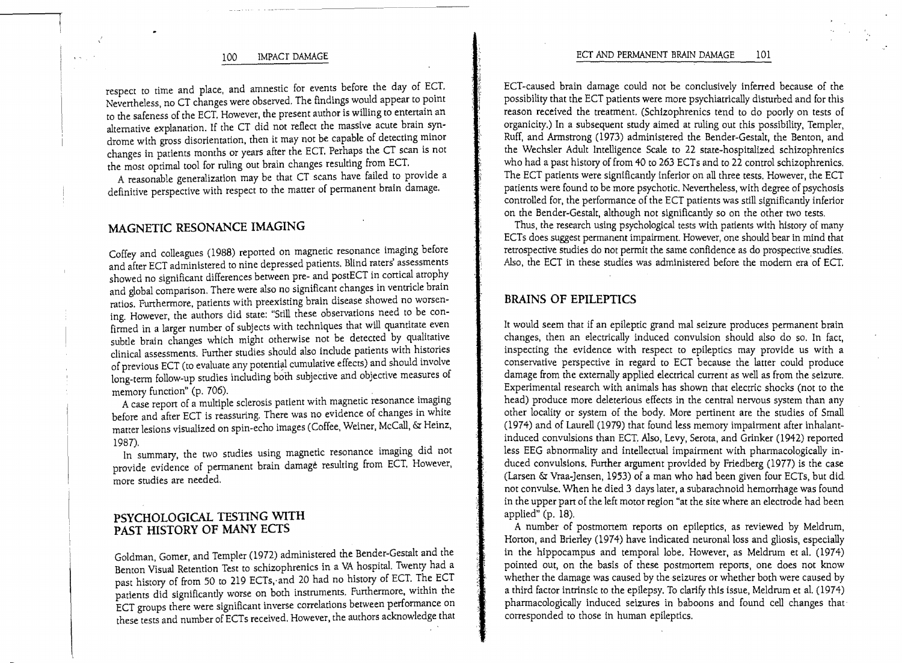respect to time and place, and amnestic for events before the day of ECT. Nevertheless, no CT changes were observed. The findings would appear to point to the safeness of the ECT. However, the present author is willing to entertain an alternative explanation. If the CT did not reflect the massive acute brain syndrome with gross disorientation, then it may not be capable of detecting minor changes in patients months or years after the ECT. Perhaps the CT scan is not the most optimal tool for ruling out brain changes resulting from ECT.

A reasonable generalization may be that CT scans have failed to provide a definitive perspective with respect to the matter of permanent brain damage.

## MAGNETIC RESONANCE IMAGING

Coffey and colleagues (1988) reported on magnetic resonance imaging before and after ECT administered to nine depressed patients. Blind raters' assessments showed no significant differences between pre- and postECT in cortical atrophy and global comparison. There were also no significant changes in ventricle brain ratios. Furthermore, patients with preexisting brain disease showed no worsening. However, the authors did state: "Still these observations need to be confirmed in a larger number of subjects with techniques that will quantitate even subtle brain changes which might otherwise not be detected by qualitative clinical assessments. Further studies should also include patients with histories of previous ECT (to evaluate any potential cumulative effects) and should involve long-term follow-up studies including both subjective and objective measures of memory function" (p. 706).

A case report of a multiple sclerosis patient with magnetic resonance imaging before and after ECT is reassuring. There was no evidence of changes in white matter lesions visualized on spin-echo images (Coffee, Weiner, McCall, & Heinz, 1987).

In summary, the two studies using magnetic resonance imaging did not provide evidence of permanent brain damage resulting from ECT. However, more studies are needed.

## PSYCHOLOGICAL TESTING WITH PAST HISTORY OF MANY ECTS

Goldman, Gomer, and Templer (1972) administered the Bender-Gestalt and the Benton Visual Retention Test to schizophrenics in a VA hospital. Twenty had a past history of from 50 to 219 ECTs, and 20 had no history of ECT. The ECT patients did significantly worse on both instruments. Furthermore, within the ECT groups there were significant inverse correlations between performance on these tests and number of ECTs received. However, the authors acknowledge that ECT-caused brain damage could not be conclusively inferred because of the possibility that the ECT patients were more psychiatrically disturbed and for this reason received the treatment. (Schizophrenics tend to do poorly on tests of organicity.) In a subsequent study aimed at ruling out this possibility, Templer, Ruff, and Armstrong (1973) administered the Bender-Gestalt, the Benton, and the Wechsler Adult Intelligence Scale to 22 state-hospitalized schizophrenics who had a past history of from 40 to 263 ECTs and to 22 control schizophrenics. The ECT patients were significantly inferior on all three tests. However, the ECT patients were found to be more psychotic. Nevertheless, with degree of psychosis controlled for, the performance of the ECT patients was still significantly inferior on the Bender-Gestalt, although not significantly so on the other two tests.

Thus, the research using psychological tests with patients with history of many ECTs does suggest permanent impairment. However, one should bear in mind that retrospective studies do not permit the same confidence as do prospective studies. Also, the ECT in these studies was administered before the modern era of ECT.

## BRAINS OF EPILEPTICS

It would seem that if an epileptic grand mal seizure produces permanent brain changes, then an electrically induced convulsion should also do so. In fact, inspecting the evidence with respect to epileptics may provide us with a conservative perspective in regard to ECT because the latter could produce damage from the externally applied electrical current as well as from the seizure. Experimental research with animals has shown that electric shocks (not to the head) produce more deleterious effects in the central nervous system than any other locality or system of the body. More pertinent are the studies of Small (1974) and of Laurell (1979) that found less memory impairment after inhalant-induced convulsions than ECT. Also, Levy, Serota, and Grinker (1942) reported less EEG abnormality and intellectual impairment with pharmacologically induced convulsions. Further argument provided by Friedberg (1977) is the case (Larsen & Vraa-Jensen, 1953) of a man who had been given four ECTs, but did not convulse. When he died 3 days later, a subarachnoid hemorrhage was found in the upper part of the left motor region "at the site where an electrode had been applied" (p. 18).

A number of postmortem reports on epileptics, as reviewed by Meldrum, Horton, and Brierley (1974) have indicated neuronal loss and gliosis, especially in the hippocampus and temporal lobe. However, as Meldrum et al. (1974) pointed out, on the basis of these postmortem reports, one does not know whether the damage was caused by the seizures or whether both were caused by a third factor intrinsic to the epilepsy. To clarify this issue, Meldrum et al. (1974) pharmacologically induced seizures in baboons and found cell changes that corresponded to those in human epileptics.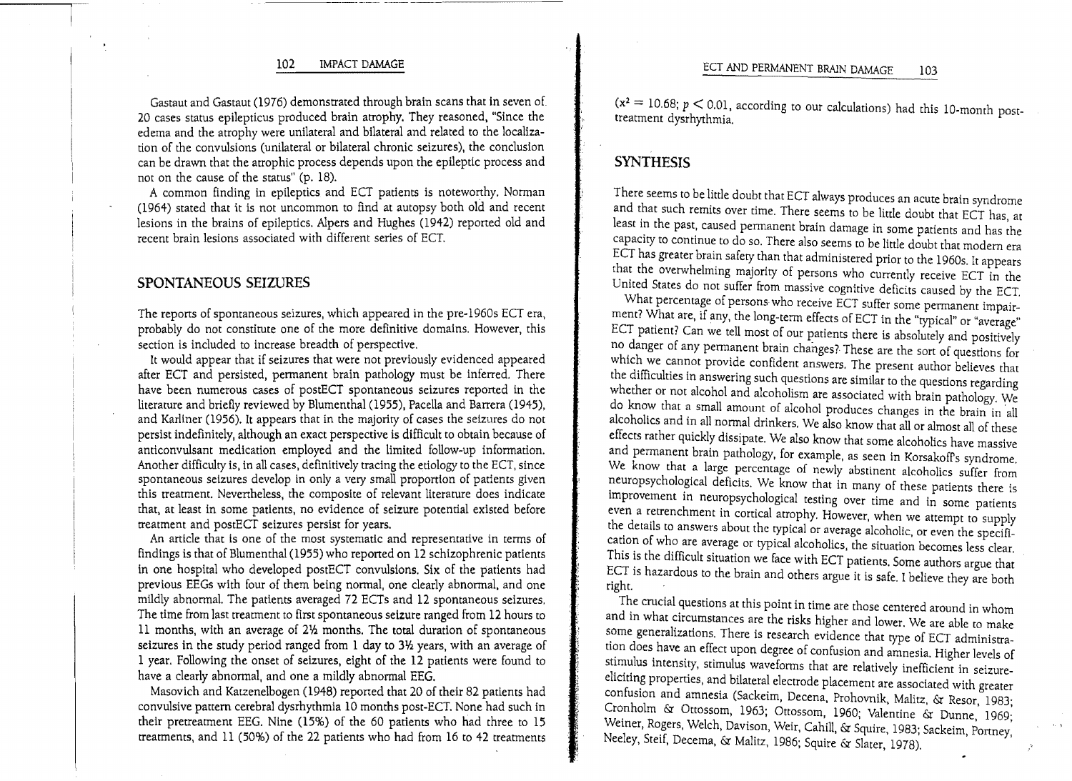Gastaut and Gastaut (1976) demonstrated through brain scans that in seven of 20 cases status epilepticus produced brain atrophy. They reasoned, "Since the edema and the atrophy were unilateral and bilateral and related to the localization of the convulsions (unilateral or bilateral chronic seizures), the conclusion can be drawn that the atrophic process depends upon the epileptic process and not on the cause of the status" (p. 18).

A common finding in epileptics and ECT patients is noteworthy. Norman (1964) stated that it is not uncommon to find at autopsy both old and recent lesions in the brains of epileptics. Alpers and Hughes (1942) reported old and recent brain lesions associated with different series of ECT.

## SPONTANEOUS SEIZURES

The reports of spontaneous seizures, which appeared in the pre-1960s ECT era, probably do not constitute one of the more definitive domains. However, this section is included to increase breadth of perspective.

It would appear that if seizures that were not previously evidenced appeared after ECT and persisted, permanent brain pathology must be inferred. There have been numerous cases of postECT spontaneous seizures reported in the literature and briefly reviewed by Blumenthal (1955), Pacella and Barrera (1945), and Karliner (1956). It appears that in the majority of cases the seizures do not persist indefinitely, although an exact perspective is difficult to obtain because of anticonvulsant medication employed and the limited follow-up information. Another difficulty is, in all cases, definitively tracing the etiology to the ECT, since spontaneous seizures develop in only a very small proportion of patients given this treatment. Nevertheless, the composite of relevant literature does indicate that, at least in some patients, no evidence of seizure potential existed before treatment and postECT seizures persist for years.

An article that is one of the most systematic and representative in terms of findings is that of Blumenthal (1955) who reported on 12 schizophrenic patients in one hospital who developed postECT convulsions. Six of the patients had previous EEGs with four of them being normal, one clearly abnormal, and one mildly abnormal. The patients averaged 72 ECTs and 12 spontaneous seizures. The time from last treatment to first spontaneous seizure ranged from 12 hours to 11 months, with an average of 2½ months. The total duration of spontaneous seizures in the study period ranged from 1 day to 3½ years, with an average of 1 year. Following the onset of seizures, eight of the 12 patients were found to have a clearly abnormal, and one a mildly abnormal EEG.

Masovich and Katzenelbogen (1948) reported that 20 of their 82 patients had convulsive pattern cerebral dysrhythmia 10 months post-ECT. None had such in their pretreatment EEG. Nine (15%) of the 60 patients who had three to 15 treatments, and 11 (50%) of the 22 patients who had from 16 to 42 treatments ($x^2 = 10.68$; $p < 0.01$, according to our calculations) had this 10-month posttreatment dysrhythmia.

## SYNTHESIS

There seems to be little doubt that ECT always produces an acute brain syndrome and that such remits over time. There seems to be little doubt that ECT has, at least in the past, caused permanent brain damage in some patients and has the capacity to continue to do so. There also seems to be little doubt that modern era ECT has greater brain safety than that administered prior to the 1960s. It appears that the overwhelming majority of persons who currently receive ECT in the United States do not suffer from massive cognitive deficits caused by the ECT.

What percentage of persons who receive ECT suffer some permanent impairment? What are, if any, the long-term effects of ECT in the "typical" or "average" ECT patient? Can we tell most of our patients there is absolutely and positively no danger of any permanent brain changes? These are the sort of questions for which we cannot provide confident answers. The present author believes that the difficulties in answering such questions are similar to the questions regarding whether or not alcohol and alcoholism are associated with brain pathology. We do know that a small amount of alcohol produces changes in the brain in all alcoholics and in all normal drinkers. We also know that all or almost all of these effects rather quickly dissipate. We also know that some alcoholics have massive and permanent brain pathology, for example, as seen in Korsakoff's syndrome. We know that a large percentage of newly abstinent alcoholics suffer from neuropsychological deficits. We know that in many of these patients there is improvement in neuropsychological testing over time and in some patients even a retrenchment in cortical atrophy. However, when we attempt to supply the details to answers about the typical or average alcoholic, or even the specification of who are average or typical alcoholics, the situation becomes less clear. This is the difficult situation we face with ECT patients. Some authors argue that ECT is hazardous to the brain and others argue it is safe. I believe they are both right.

The crucial questions at this point in time are those centered around in whom and in what circumstances are the risks higher and lower. We are able to make some generalizations. There is research evidence that type of ECT administration does have an effect upon degree of confusion and amnesia. Higher levels of stimulus intensity, stimulus waveforms that are relatively inefficient in seizure-eliciting properties, and bilateral electrode placement are associated with greater confusion and amnesia (Sackeim, Decena, Prohovnik, Malitz, & Resor, 1983; Cronholm & Ottosson, 1963; Ottosson, 1960; Valentine & Dunne, 1969; Weiner, Rogers, Welch, Davison, Weir, Cahill, & Squire, 1983; Sackeim, Portney, Neeley, Steif, Decema, & Malitz, 1986; Squire & Slater, 1978).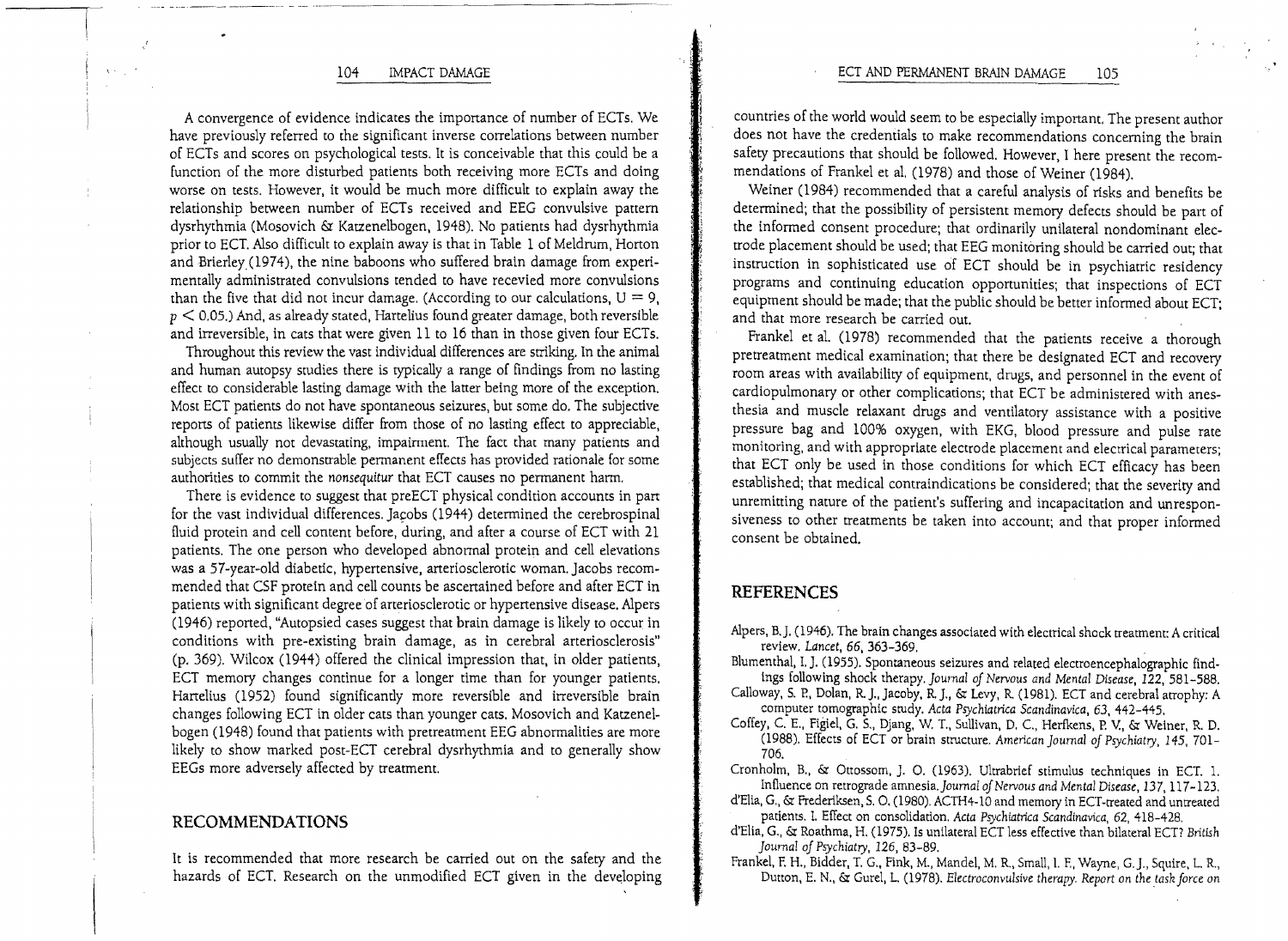A convergence of evidence indicates the importance of number of ECTs. We have previously referred to the significant inverse correlations between number of ECTs and scores on psychological tests. It is conceivable that this could be a function of the more disturbed patients both receiving more ECTs and doing worse on tests. However, it would be much more difficult to explain away the relationship between number of ECTs received and EEG convulsive pattern dysrhythmia (Mosovich & Katzenelbogen, 1948). No patients had dysrhythmia prior to ECT. Also difficult to explain away is that in Table 1 of Meldrum, Horton and Brierley (1974), the nine baboons who suffered brain damage from experimentally administrated convulsions tended to have recevied more convulsions than the five that did not incur damage. (According to our calculations, $U = 9$, $p < 0.05$.) And, as already stated, Hartelius found greater damage, both reversible and irreversible, in cats that were given 11 to 16 than in those given four ECTs.

Throughout this review the vast individual differences are striking. In the animal and human autopsy studies there is typically a range of findings from no lasting effect to considerable lasting damage with the latter being more of the exception. Most ECT patients do not have spontaneous seizures, but some do. The subjective reports of patients likewise differ from those of no lasting effect to appreciable, although usually not devastating, impairment. The fact that many patients and subjects suffer no demonstrable permanent effects has provided rationale for some authorities to commit the *nonsequitur* that ECT causes no permanent harm.

There is evidence to suggest that preECT physical condition accounts in part for the vast individual differences. Jacobs (1944) determined the cerebrospinal fluid protein and cell content before, during, and after a course of ECT with 21 patients. The one person who developed abnormal protein and cell elevations was a 57-year-old diabetic, hypertensive, arteriosclerotic woman. Jacobs recommended that CSF protein and cell counts be ascertained before and after ECT in patients with significant degree of arteriosclerotic or hypertensive disease. Alpers (1946) reported, "Autopsied cases suggest that brain damage is likely to occur in conditions with pre-existing brain damage, as in cerebral arteriosclerosis" (p. 369). Wilcox (1944) offered the clinical impression that, in older patients, ECT memory changes continue for a longer time than for younger patients. Hartelius (1952) found significantly more reversible and irreversible brain changes following ECT in older cats than younger cats. Mosovich and Katzenelbogen (1948) found that patients with pretreatment EEG abnormalities are more likely to show marked post-ECT cerebral dysrhythmia and to generally show EEGs more adversely affected by treatment.

## RECOMMENDATIONS

It is recommended that more research be carried out on the safety and the hazards of ECT. Research on the unmodified ECT given in the developing countries of the world would seem to be especially important. The present author does not have the credentials to make recommendations concerning the brain safety precautions that should be followed. However, I here present the recommendations of Frankel et al. (1978) and those of Weiner (1984).

Weiner (1984) recommended that a careful analysis of risks and benefits be determined; that the possibility of persistent memory defects should be part of the informed consent procedure; that ordinarily unilateral nondominant electrode placement should be used; that EEG monitoring should be carried out; that instruction in sophisticated use of ECT should be in psychiatric residency programs and continuing education opportunities; that inspections of ECT equipment should be made; that the public should be better informed about ECT; and that more research be carried out.

Frankel et al. (1978) recommended that the patients receive a thorough pretreatment medical examination; that there be designated ECT and recovery room areas with availability of equipment, drugs, and personnel in the event of cardiopulmonary or other complications; that ECT be administered with anesthesia and muscle relaxant drugs and ventilatory assistance with a positive pressure bag and 100% oxygen, with EKG, blood pressure and pulse rate monitoring, and with appropriate electrode placement and electrical parameters; that ECT only be used in those conditions for which ECT efficacy has been established; that medical contraindications be considered; that the severity and unremitting nature of the patient's suffering and incapacitation and unresponsiveness to other treatments be taken into account; and that proper informed consent be obtained.

## REFERENCES

Alpers, B. J. (1946). The brain changes associated with electrical shock treatment: A critical review. *Lancet, 66*, 363–369.

Blumenthal, I. J. (1955). Spontaneous seizures and related electroencephalographic findings following shock therapy. *Journal of Nervous and Mental Disease, 122*, 581–588.

Calloway, S. P., Dolan, R. J., Jacoby, R. J., & Levy, R. (1981). ECT and cerebral atrophy: A computer tomographic study. *Acta Psychiatrica Scandinavica, 63*, 442–445.

Coffey, C. E., Figiel, G. S., Djang, W. T., Sullivan, D. C., Herfkens, P. V., & Weiner, R. D. (1988). Effects of ECT or brain structure. *American Journal of Psychiatry, 145*, 701–706.

Cronholm, B., & Ottossom, J. O. (1963). Ultrabrief stimulus techniques in ECT. 1. Influence on retrograde amnesia. *Journal of Nervous and Mental Disease, 137*, 117–123.

d'Elia, G., & Frederiksen, S. O. (1980). ACTH4-10 and memory in ECT-treated and untreated patients. I. Effect on consolidation. *Acta Psychiatrica Scandinavica, 62*, 418–428.

d'Elia, G., & Roathma, H. (1975). Is unilateral ECT less effective than bilateral ECT? *British Journal of Psychiatry, 126*, 83–89.

Frankel, F. H., Bidder, T. G., Fink, M., Mandel, M. R., Small, I. F., Wayne, G. J., Squire, L. R., Dutton, E. N., & Gurel, L. (1978). *Electroconvulsive therapy. Report on the task force on*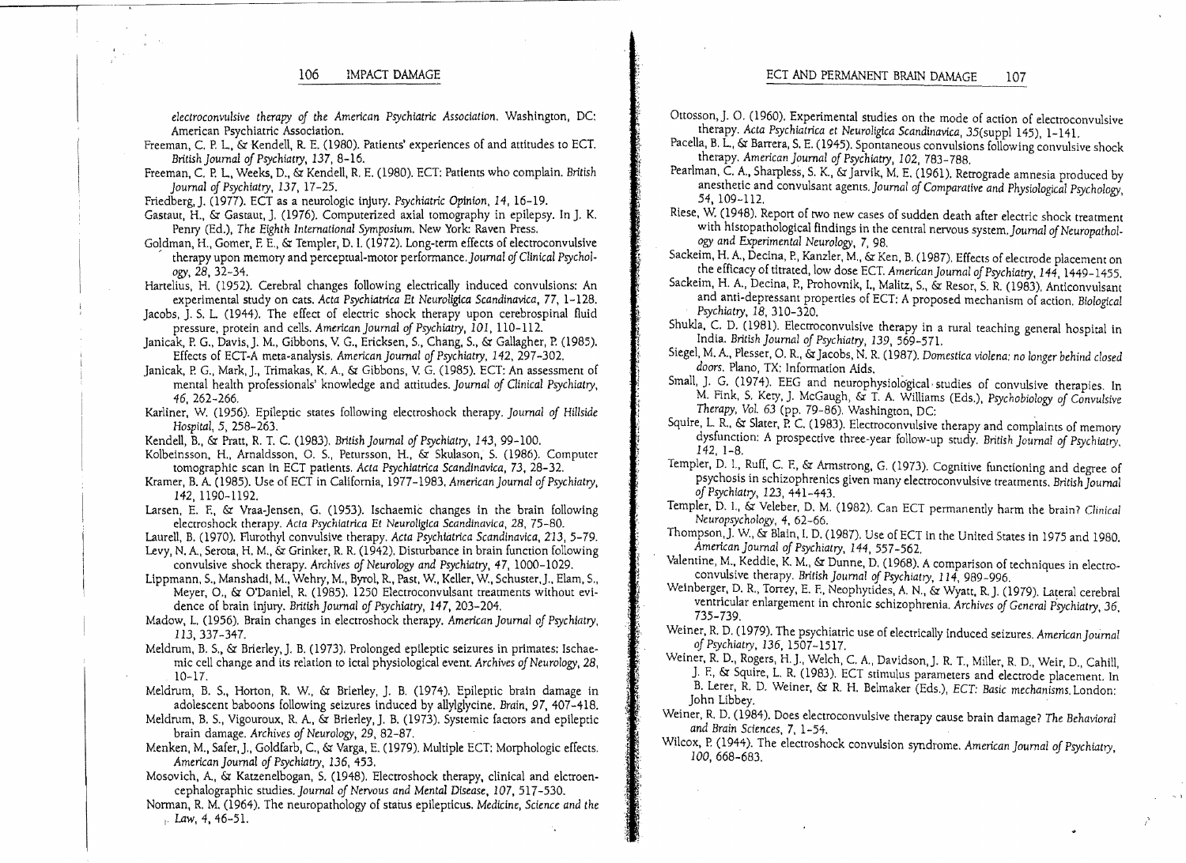*electroconvulsive therapy of the American Psychiatric Association*. Washington, DC: American Psychiatric Association.

Freeman, C. P. L., & Kendell, R. E. (1980). Patients' experiences of and attitudes to ECT. *British Journal of Psychiatry, 137*, 8–16.

Freeman, C. P. L., Weeks, D., & Kendell, R. E. (1980). ECT: Patients who complain. *British Journal of Psychiatry, 137*, 17–25.

Friedberg, J. (1977). ECT as a neurologic injury. *Psychiatric Opinion, 14*, 16–19.

Gastaut, H., & Gastaut, J. (1976). Computerized axial tomography in epilepsy. In J. K. Penry (Ed.), *The Eighth International Symposium*. New York: Raven Press.

Goldman, H., Gomer, F. E., & Templer, D. I. (1972). Long-term effects of electroconvulsive therapy upon memory and perceptual-motor performance. *Journal of Clinical Psychology, 28*, 32–34.

Hartelius, H. (1952). Cerebral changes following electrically induced convulsions: An experimental study on cats. *Acta Psychiatrica Et Neuroligica Scandinavica, 77*, 1–128.

Jacobs, J. S. L. (1944). The effect of electric shock therapy upon cerebrospinal fluid pressure, protein and cells. *American Journal of Psychiatry, 101*, 110–112.

Janicak, P. G., Davis, J. M., Gibbons, V. G., Ericksen, S., Chang, S., & Gallagher, P. (1985). Effects of ECT-A meta-analysis. *American Journal of Psychiatry, 142*, 297–302.

Janicak, P. G., Mark, J., Trimakas, K. A., & Gibbons, V. G. (1985). ECT: An assessment of mental health professionals' knowledge and attitudes. *Journal of Clinical Psychiatry, 46*, 262–266.

Karliner, W. (1956). Epileptic states following electroshock therapy. *Journal of Hillside Hospital, 5*, 258–263.

Kendell, B., & Pratt, R. T. C. (1983). *British Journal of Psychiatry, 143*, 99–100.

Kolbeinsson, H., Arnaldsson, O. S., Petursson, H., & Skulason, S. (1986). Computer tomographic scan in ECT patients. *Acta Psychiatrica Scandinavica, 73*, 28–32.

Kramer, B. A. (1985). Use of ECT in California, 1977–1983. *American Journal of Psychiatry, 142*, 1190–1192.

Larsen, E. F., & Vraa-Jensen, G. (1953). Ischaemic changes in the brain following electroshock therapy. *Acta Psychiatrica Et Neuroligica Scandinavica, 28*, 75–80.

Laurell, B. (1970). Flurothyl convulsive therapy. *Acta Psychiatrica Scandinavica, 213*, 5–79.

Levy, N. A., Serota, H. M., & Grinker, R. R. (1942). Disturbance in brain function following convulsive shock therapy. *Archives of Neurology and Psychiatry, 47*, 1000–1029.

Lippmann, S., Manshadi, M., Wehry, M., Byrol, R., Past, W., Keller, W., Schuster, J., Elam, S., Meyer, O., & O'Daniel, R. (1985). 1250 Electroconvulsant treatments without evidence of brain injury. *British Journal of Psychiatry, 147*, 203–204.

Madow, L. (1956). Brain changes in electroshock therapy. *American Journal of Psychiatry, 113*, 337–347.

Meldrum, B. S., & Brierley, J. B. (1973). Prolonged epileptic seizures in primates: Ischaemic cell change and its relation to ictal physiological event. *Archives of Neurology, 28*, 10–17.

Meldrum, B. S., Horton, R. W., & Brierley, J. B. (1974). Epileptic brain damage in adolescent baboons following seizures induced by allylglycine. *Brain, 97*, 407–418.

Meldrum, B. S., Vigouroux, R. A., & Brierley, J. B. (1973). Systemic factors and epileptic brain damage. *Archives of Neurology, 29*, 82–87.

Menken, M., Safer, J., Goldfarb, C., & Varga, E. (1979). Multiple ECT: Morphologic effects. *American Journal of Psychiatry, 136*, 453.

Mosovich, A., & Katzenelbogan, S. (1948). Electroshock therapy, clinical and elctroencephalographic studies. *Journal of Nervous and Mental Disease, 107*, 517–530.

Norman, R. M. (1964). The neuropathology of status epilepticus. *Medicine, Science and the Law, 4*, 46–51.

Ottosson, J. O. (1960). Experimental studies on the mode of action of electroconvulsive therapy. *Acta Psychiatrica et Neuroligica Scandinavica, 35*(suppl 145), 1–141.

Pacella, B. L., & Barrera, S. E. (1945). Spontaneous convulsions following convulsive shock therapy. *American Journal of Psychiatry, 102*, 783–788.

Pearlman, C. A., Sharpless, S. K., & Jarvik, M. E. (1961). Retrograde amnesia produced by anesthetic and convulsant agents. *Journal of Comparative and Physiological Psychology, 54*, 109–112.

Riese, W. (1948). Report of two new cases of sudden death after electric shock treatment with histopathological findings in the central nervous system. *Journal of Neuropathology and Experimental Neurology, 7*, 98.

Sackeim, H. A., Decina, P., Kanzler, M., & Ken, B. (1987). Effects of electrode placement on the efficacy of titrated, low dose ECT. *American Journal of Psychiatry, 144*, 1449–1455.

Sackeim, H. A., Decina, P., Prohovnik, I., Malitz, S., & Resor, S. R. (1983). Anticonvulsant and anti-depressant properties of ECT: A proposed mechanism of action. *Biological Psychiatry, 18*, 310–320.

Shukla, C. D. (1981). Electroconvulsive therapy in a rural teaching general hospital in India. *British Journal of Psychiatry, 139*, 569–571.

Siegel, M. A., Plesser, O. R., & Jacobs, N. R. (1987). *Domestica violena: no longer behind closed doors*. Plano, TX: Information Aids.

Small, J. G. (1974). EEG and neurophysiological studies of convulsive therapies. In M. Fink, S. Kety, J. McGaugh, & T. A. Williams (Eds.), *Psychobiology of Convulsive Therapy, Vol. 63* (pp. 79–86). Washington, DC:

Squire, L. R., & Slater, P. C. (1983). Electroconvulsive therapy and complaints of memory dysfunction: A prospective three-year follow-up study. *British Journal of Psychiatry, 142*, 1–8.

Templer, D. I., Ruff, C. F., & Armstrong, G. (1973). Cognitive functioning and degree of psychosis in schizophrenics given many electroconvulsive treatments. *British Journal of Psychiatry, 123*, 441–443.

Templer, D. I., & Veleber, D. M. (1982). Can ECT permanently harm the brain? *Clinical Neuropsychology, 4*, 62–66.

Thompson, J. W., & Blain, I. D. (1987). Use of ECT in the United States in 1975 and 1980. *American Journal of Psychiatry, 144*, 557–562.

Valentine, M., Keddie, K. M., & Dunne, D. (1968). A comparison of techniques in electroconvulsive therapy. *British Journal of Psychiatry, 114*, 989–996.

Weinberger, D. R., Torrey, E. F., Neophytides, A. N., & Wyatt, R. J. (1979). Lateral cerebral ventricular enlargement in chronic schizophrenia. *Archives of General Psychiatry, 36*, 735–739.

Weiner, R. D. (1979). The psychiatric use of electrically induced seizures. *American Journal of Psychiatry, 136*, 1507–1517.

Weiner, R. D., Rogers, H. J., Welch, C. A., Davidson, J. R. T., Miller, R. D., Weir, D., Cahill, J. F., & Squire, L. R. (1983). ECT stimulus parameters and electrode placement. In B. Lerer, R. D. Weiner, & R. H. Belmaker (Eds.), *ECT: Basic mechanisms*. London: John Libbey.

Weiner, R. D. (1984). Does electroconvulsive therapy cause brain damage? *The Behavioral and Brain Sciences, 7*, 1–54.

Wilcox, P. (1944). The electroshock convulsion syndrome. *American Journal of Psychiatry, 100*, 668–683.